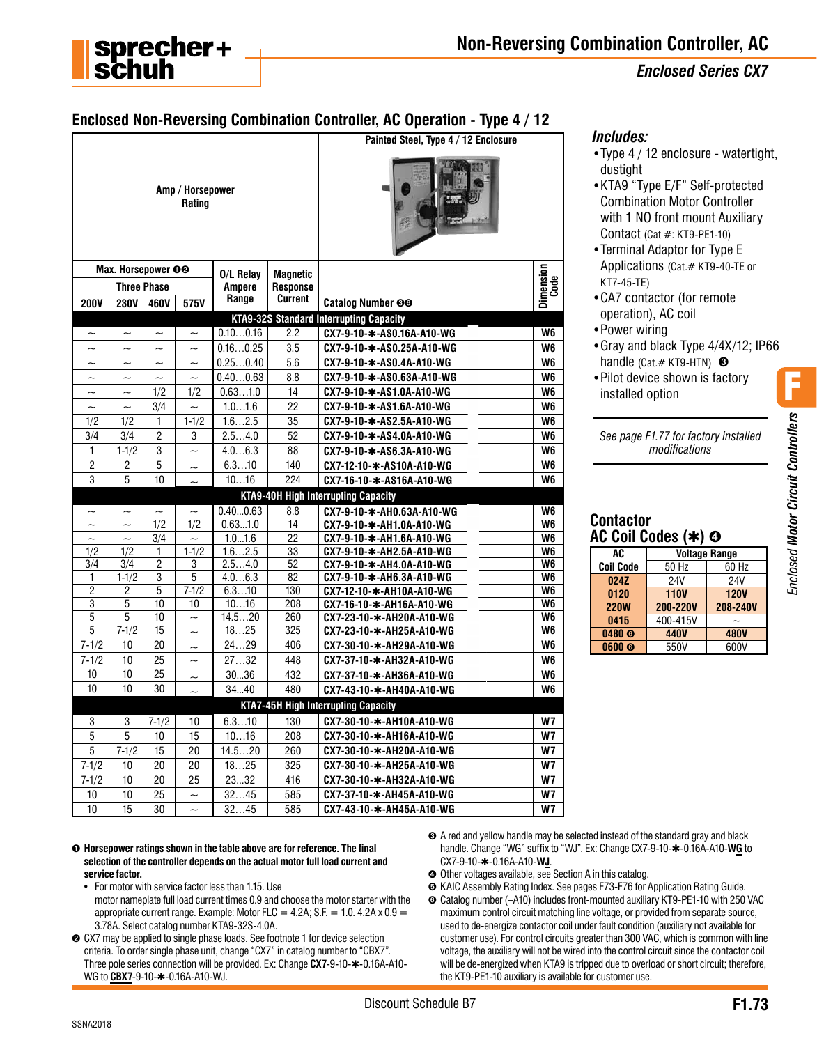# Non-Reversing Combination Controller, AC

*Enclosed Series CX7*

## Enclosed Non-Reversing Combination Controller, AC Operation - Type 4 / 12

| Max. Horsepower ❶❷ Three Phase 200V | 230V | 460V | 575V | O/L Relay Ampere Range | Magnetic Response Current | Painted Steel, Type 4 / 12 Enclosure Catalog Number ❺❻ | Dimension Code |
|---|---|---|---|---|---|---|---|
| **KTA9-32S Standard Interrupting Capacity** | | | | | | | |
| ~ | ~ | ~ | ~ | 0.10…0.16 | 2.2 | CX7-9-10-✱-AS0.16A-A10-WG | W6 |
| ~ | ~ | ~ | ~ | 0.16…0.25 | 3.5 | CX7-9-10-✱-AS0.25A-A10-WG | W6 |
| ~ | ~ | ~ | ~ | 0.25…0.40 | 5.6 | CX7-9-10-✱-AS0.4A-A10-WG | W6 |
| ~ | ~ | ~ | ~ | 0.40…0.63 | 8.8 | CX7-9-10-✱-AS0.63A-A10-WG | W6 |
| ~ | ~ | 1/2 | 1/2 | 0.63…1.0 | 14 | CX7-9-10-✱-AS1.0A-A10-WG | W6 |
| ~ | ~ | 3/4 | ~ | 1.0…1.6 | 22 | CX7-9-10-✱-AS1.6A-A10-WG | W6 |
| 1/2 | 1/2 | 1 | 1-1/2 | 1.6…2.5 | 35 | CX7-9-10-✱-AS2.5A-A10-WG | W6 |
| 3/4 | 3/4 | 2 | 3 | 2.5…4.0 | 52 | CX7-9-10-✱-AS4.0A-A10-WG | W6 |
| 1 | 1-1/2 | 3 | ~ | 4.0…6.3 | 88 | CX7-9-10-✱-AS6.3A-A10-WG | W6 |
| 2 | 2 | 5 | ~ | 6.3…10 | 140 | CX7-12-10-✱-AS10A-A10-WG | W6 |
| 3 | 5 | 10 | ~ | 10…16 | 224 | CX7-16-10-✱-AS16A-A10-WG | W6 |
| **KTA9-40H High Interrupting Capacity** | | | | | | | |
| ~ | ~ | ~ | ~ | 0.40…0.63 | 8.8 | CX7-9-10-✱-AH0.63A-A10-WG | W6 |
| ~ | ~ | 1/2 | 1/2 | 0.63…1.0 | 14 | CX7-9-10-✱-AH1.0A-A10-WG | W6 |
| ~ | ~ | 3/4 | ~ | 1.0…1.6 | 22 | CX7-9-10-✱-AH1.6A-A10-WG | W6 |
| 1/2 | 1/2 | 1 | 1-1/2 | 1.6…2.5 | 33 | CX7-9-10-✱-AH2.5A-A10-WG | W6 |
| 3/4 | 3/4 | 2 | 3 | 2.5…4.0 | 52 | CX7-9-10-✱-AH4.0A-A10-WG | W6 |
| 1 | 1-1/2 | 3 | 5 | 4.0…6.3 | 82 | CX7-9-10-✱-AH6.3A-A10-WG | W6 |
| 2 | 2 | 5 | 7-1/2 | 6.3…10 | 130 | CX7-12-10-✱-AH10A-A10-WG | W6 |
| 3 | 5 | 10 | 10 | 10…16 | 208 | CX7-16-10-✱-AH16A-A10-WG | W6 |
| 5 | 5 | 10 | ~ | 14.5…20 | 260 | CX7-23-10-✱-AH20A-A10-WG | W6 |
| 5 | 7-1/2 | 15 | ~ | 18…25 | 325 | CX7-23-10-✱-AH25A-A10-WG | W6 |
| 7-1/2 | 10 | 20 | ~ | 24…29 | 406 | CX7-30-10-✱-AH29A-A10-WG | W6 |
| 7-1/2 | 10 | 25 | ~ | 27…32 | 448 | CX7-37-10-✱-AH32A-A10-WG | W6 |
| 10 | 10 | 25 | ~ | 30…36 | 432 | CX7-37-10-✱-AH36A-A10-WG | W6 |
| 10 | 10 | 30 | ~ | 34…40 | 480 | CX7-43-10-✱-AH40A-A10-WG | W6 |
| **KTA7-45H High Interrupting Capacity** | | | | | | | |
| 3 | 3 | 7-1/2 | 10 | 6.3…10 | 130 | CX7-30-10-✱-AH10A-A10-WG | W7 |
| 5 | 5 | 10 | 15 | 10…16 | 208 | CX7-30-10-✱-AH16A-A10-WG | W7 |
| 5 | 7-1/2 | 15 | 20 | 14.5…20 | 260 | CX7-30-10-✱-AH20A-A10-WG | W7 |
| 7-1/2 | 10 | 20 | 20 | 18…25 | 325 | CX7-30-10-✱-AH25A-A10-WG | W7 |
| 7-1/2 | 10 | 20 | 25 | 23…32 | 416 | CX7-30-10-✱-AH32A-A10-WG | W7 |
| 10 | 10 | 25 | ~ | 32…45 | 585 | CX7-37-10-✱-AH45A-A10-WG | W7 |
| 10 | 15 | 30 | ~ | 32…45 | 585 | CX7-43-10-✱-AH45A-A10-WG | W7 |

### Includes:

- Type 4 / 12 enclosure - watertight, dustight
- KTA9 "Type E/F" Self-protected Combination Motor Controller with 1 NO front mount Auxiliary Contact (Cat #: KT9-PE1-10)
- Terminal Adaptor for Type E Applications (Cat.# KT9-40-TE or KT7-45-TE)
- CA7 contactor (for remote operation), AC coil
- Power wiring
- Gray and black Type 4/4X/12; IP66 handle (Cat.# KT9-HTN) ❸
- Pilot device shown is factory installed option

*See page F1.77 for factory installed modifications*

### Contactor AC Coil Codes (✱) ❹

| AC Coil Code | Voltage Range 50 Hz | 60 Hz |
|---|---|---|
| 024Z | 24V | 24V |
| 0120 | 110V | 120V |
| 220W | 200-220V | 208-240V |
| 0415 | 400-415V | ~ |
| 0480 ❻ | 440V | 480V |
| 0600 ❻ | 550V | 600V |

*Enclosed **Motor Circuit Controllers***

❶ **Horsepower ratings shown in the table above are for reference. The final selection of the controller depends on the actual motor full load current and service factor.**
- For motor with service factor less than 1.15. Use motor nameplate full load current times 0.9 and choose the motor starter with the appropriate current range. Example: Motor FLC = 4.2A; S.F. = 1.0. 4.2A x 0.9 = 3.78A. Select catalog number KTA9-32S-4.0A.

❷ CX7 may be applied to single phase loads. See footnote 1 for device selection criteria. To order single phase unit, change "CX7" in catalog number to "CBX7". Three pole series connection will be provided. Ex: Change **CX7**-9-10-✱-0.16A-A10-WG to **CBX7**-9-10-✱-0.16A-A10-WJ.

❸ A red and yellow handle may be selected instead of the standard gray and black handle. Change "WG" suffix to "WJ". Ex: Change CX7-9-10-✱-0.16A-A10-**WG** to CX7-9-10-✱-0.16A-A10-**WJ**.

❹ Other voltages available, see Section A in this catalog.

❺ KAIC Assembly Rating Index. See pages F73-F76 for Application Rating Guide.

❻ Catalog number (–A10) includes front-mounted auxiliary KT9-PE1-10 with 250 VAC maximum control circuit matching line voltage, or provided from separate source, used to de-energize contactor coil under fault condition (auxiliary not available for customer use). For control circuits greater than 300 VAC, which is common with line voltage, the auxiliary will not be wired into the control circuit since the contactor coil will be de-energized when KTA9 is tripped due to overload or short circuit; therefore, the KT9-PE1-10 auxiliary is available for customer use.

Discount Schedule B7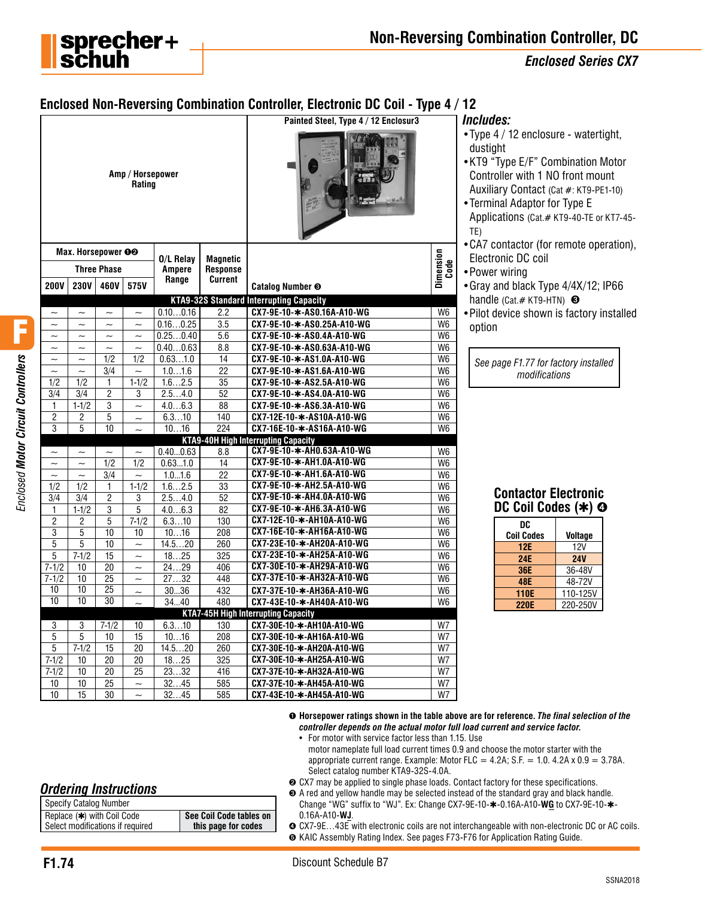# Non-Reversing Combination Controller, DC

*Enclosed Series CX7*

## Enclosed Non-Reversing Combination Controller, Electronic DC Coil - Type 4 / 12

| Max. Horsepower ❶❷ | | | | O/L Relay Ampere Range | Magnetic Response Current | Catalog Number ❸ | Dimension Code |
|---|---|---|---|---|---|---|---|
| Three Phase | | | | | | | |
| 200V | 230V | 460V | 575V | | | | |
| **KTA9-32S Standard Interrupting Capacity** | | | | | | | |
| ~ | ~ | ~ | ~ | 0.10…0.16 | 2.2 | CX7-9E-10-✱-AS0.16A-A10-WG | W6 |
| ~ | ~ | ~ | ~ | 0.16…0.25 | 3.5 | CX7-9E-10-✱-AS0.25A-A10-WG | W6 |
| ~ | ~ | ~ | ~ | 0.25…0.40 | 5.6 | CX7-9E-10-✱-AS0.4A-A10-WG | W6 |
| ~ | ~ | ~ | ~ | 0.40…0.63 | 8.8 | CX7-9E-10-✱-AS0.63A-A10-WG | W6 |
| ~ | ~ | 1/2 | 1/2 | 0.63…1.0 | 14 | CX7-9E-10-✱-AS1.0A-A10-WG | W6 |
| ~ | ~ | 3/4 | ~ | 1.0…1.6 | 22 | CX7-9E-10-✱-AS1.6A-A10-WG | W6 |
| 1/2 | 1/2 | 1 | 1-1/2 | 1.6…2.5 | 35 | CX7-9E-10-✱-AS2.5A-A10-WG | W6 |
| 3/4 | 3/4 | 2 | 3 | 2.5…4.0 | 52 | CX7-9E-10-✱-AS4.0A-A10-WG | W6 |
| 1 | 1-1/2 | 3 | ~ | 4.0…6.3 | 88 | CX7-9E-10-✱-AS6.3A-A10-WG | W6 |
| 2 | 2 | 5 | ~ | 6.3…10 | 140 | CX7-12E-10-✱-AS10A-A10-WG | W6 |
| 3 | 5 | 10 | ~ | 10…16 | 224 | CX7-16E-10-✱-AS16A-A10-WG | W6 |
| **KTA9-40H High Interrupting Capacity** | | | | | | | |
| ~ | ~ | ~ | ~ | 0.40…0.63 | 8.8 | CX7-9E-10-✱-AH0.63A-A10-WG | W6 |
| ~ | ~ | 1/2 | 1/2 | 0.63…1.0 | 14 | CX7-9E-10-✱-AH1.0A-A10-WG | W6 |
| ~ | ~ | 3/4 | ~ | 1.0…1.6 | 22 | CX7-9E-10-✱-AH1.6A-A10-WG | W6 |
| 1/2 | 1/2 | 1 | 1-1/2 | 1.6…2.5 | 33 | CX7-9E-10-✱-AH2.5A-A10-WG | W6 |
| 3/4 | 3/4 | 2 | 3 | 2.5…4.0 | 52 | CX7-9E-10-✱-AH4.0A-A10-WG | W6 |
| 1 | 1-1/2 | 3 | 5 | 4.0…6.3 | 82 | CX7-9E-10-✱-AH6.3A-A10-WG | W6 |
| 2 | 2 | 5 | 7-1/2 | 6.3…10 | 130 | CX7-12E-10-✱-AH10A-A10-WG | W6 |
| 3 | 5 | 10 | 10 | 10…16 | 208 | CX7-16E-10-✱-AH16A-A10-WG | W6 |
| 5 | 5 | 10 | ~ | 14.5…20 | 260 | CX7-23E-10-✱-AH20A-A10-WG | W6 |
| 5 | 7-1/2 | 15 | ~ | 18…25 | 325 | CX7-23E-10-✱-AH25A-A10-WG | W6 |
| 7-1/2 | 10 | 20 | ~ | 24…29 | 406 | CX7-30E-10-✱-AH29A-A10-WG | W6 |
| 7-1/2 | 10 | 25 | ~ | 27…32 | 448 | CX7-37E-10-✱-AH32A-A10-WG | W6 |
| 10 | 10 | 25 | ~ | 30…36 | 432 | CX7-37E-10-✱-AH36A-A10-WG | W6 |
| 10 | 10 | 30 | ~ | 34…40 | 480 | CX7-43E-10-✱-AH40A-A10-WG | W6 |
| **KTA7-45H High Interrupting Capacity** | | | | | | | |
| 3 | 3 | 7-1/2 | 10 | 6.3…10 | 130 | CX7-30E-10-✱-AH10A-A10-WG | W7 |
| 5 | 5 | 10 | 15 | 10…16 | 208 | CX7-30E-10-✱-AH16A-A10-WG | W7 |
| 5 | 7-1/2 | 15 | 20 | 14.5…20 | 260 | CX7-30E-10-✱-AH20A-A10-WG | W7 |
| 7-1/2 | 10 | 20 | 20 | 18…25 | 325 | CX7-30E-10-✱-AH25A-A10-WG | W7 |
| 7-1/2 | 10 | 20 | 25 | 23…32 | 416 | CX7-37E-10-✱-AH32A-A10-WG | W7 |
| 10 | 10 | 25 | ~ | 32…45 | 585 | CX7-37E-10-✱-AH45A-A10-WG | W7 |
| 10 | 15 | 30 | ~ | 32…45 | 585 | CX7-43E-10-✱-AH45A-A10-WG | W7 |

Amp / Horsepower Rating — Painted Steel, Type 4 / 12 Enclosur3

### *Includes:*

- Type 4 / 12 enclosure - watertight, dustight
- KT9 "Type E/F" Combination Motor Controller with 1 NO front mount Auxiliary Contact (Cat #: KT9-PE1-10)
- Terminal Adaptor for Type E Applications (Cat.# KT9-40-TE or KT7-45-TE)
- CA7 contactor (for remote operation), Electronic DC coil
- Power wiring
- Gray and black Type 4/4X/12; IP66 handle (Cat.# KT9-HTN) ❸
- Pilot device shown is factory installed option

*See page F1.77 for factory installed modifications*

### Contactor Electronic DC Coil Codes (✱) ❹

| DC Coil Codes | Voltage |
|---|---|
| 12E | 12V |
| 24E | 24V |
| 36E | 36-48V |
| 48E | 48-72V |
| 110E | 110-125V |
| 220E | 220-250V |

### *Ordering Instructions*

| Specify Catalog Number | |
|---|---|
| Replace (✱) with Coil Code<br>Select modifications if required | See Coil Code tables on this page for codes |

❶ **Horsepower ratings shown in the table above are for reference.** ***The final selection of the controller depends on the actual motor full load current and service factor.***
- For motor with service factor less than 1.15. Use motor nameplate full load current times 0.9 and choose the motor starter with the appropriate current range. Example: Motor FLC = 4.2A; S.F. = 1.0. 4.2A x 0.9 = 3.78A. Select catalog number KTA9-32S-4.0A.

❷ CX7 may be applied to single phase loads. Contact factory for these specifications.

❸ A red and yellow handle may be selected instead of the standard gray and black handle. Change "WG" suffix to "WJ". Ex: Change CX7-9E-10-✱-0.16A-A10-**WG** to CX7-9E-10-✱-0.16A-A10-**WJ**.

❹ CX7-9E…43E with electronic coils are not interchangeable with non-electronic DC or AC coils.

❺ KAIC Assembly Rating Index. See pages F73-F76 for Application Rating Guide.

Discount Schedule B7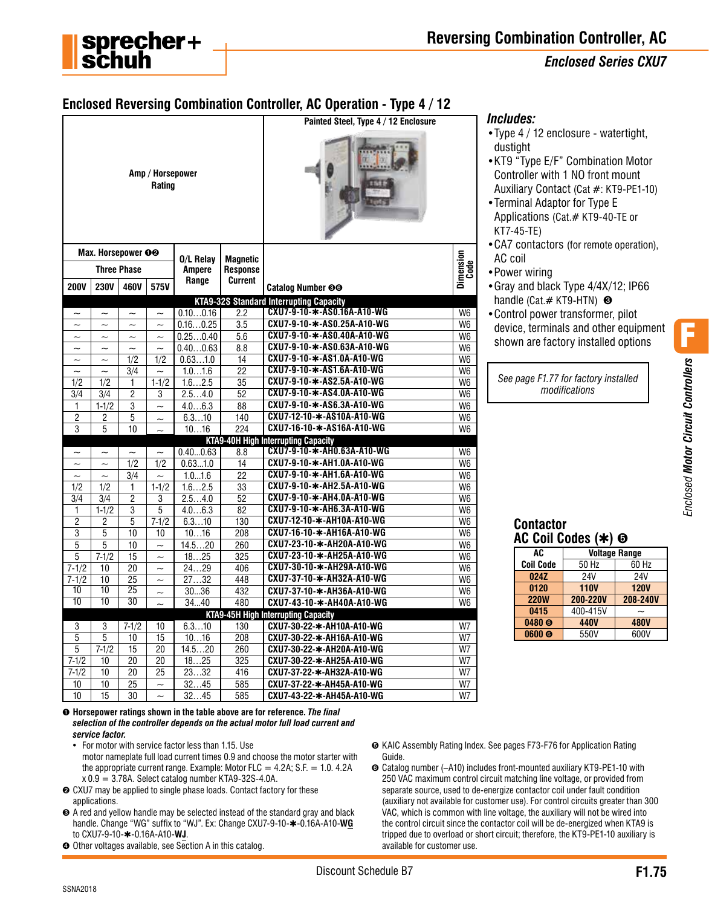# Reversing Combination Controller, AC

*Enclosed Series CXU7*

## Enclosed Reversing Combination Controller, AC Operation - Type 4 / 12

| Max. Horsepower ❶❷ Three Phase | | | | O/L Relay Ampere Range | Magnetic Response Current | Painted Steel, Type 4 / 12 Enclosure — Catalog Number ❹❻ | Dimension Code |
|---|---|---|---|---|---|---|---|
| 200V | 230V | 460V | 575V | | | | |
| **KTA9-32S Standard Interrupting Capacity** | | | | | | | |
| ~ | ~ | ~ | ~ | 0.10…0.16 | 2.2 | CXU7-9-10-✱-AS0.16A-A10-WG | W6 |
| ~ | ~ | ~ | ~ | 0.16…0.25 | 3.5 | CXU7-9-10-✱-AS0.25A-A10-WG | W6 |
| ~ | ~ | ~ | ~ | 0.25…0.40 | 5.6 | CXU7-9-10-✱-AS0.40A-A10-WG | W6 |
| ~ | ~ | ~ | ~ | 0.40…0.63 | 8.8 | CXU7-9-10-✱-AS0.63A-A10-WG | W6 |
| ~ | ~ | 1/2 | 1/2 | 0.63…1.0 | 14 | CXU7-9-10-✱-AS1.0A-A10-WG | W6 |
| ~ | ~ | 3/4 | ~ | 1.0…1.6 | 22 | CXU7-9-10-✱-AS1.6A-A10-WG | W6 |
| 1/2 | 1/2 | 1 | 1-1/2 | 1.6…2.5 | 35 | CXU7-9-10-✱-AS2.5A-A10-WG | W6 |
| 3/4 | 3/4 | 2 | 3 | 2.5…4.0 | 52 | CXU7-9-10-✱-AS4.0A-A10-WG | W6 |
| 1 | 1-1/2 | 3 | ~ | 4.0…6.3 | 88 | CXU7-9-10-✱-AS6.3A-A10-WG | W6 |
| 2 | 2 | 5 | ~ | 6.3…10 | 140 | CXU7-12-10-✱-AS10A-A10-WG | W6 |
| 3 | 5 | 10 | ~ | 10…16 | 224 | CXU7-16-10-✱-AS16A-A10-WG | W6 |
| **KTA9-40H High Interrupting Capacity** | | | | | | | |
| ~ | ~ | ~ | ~ | 0.40...0.63 | 8.8 | CXU7-9-10-✱-AH0.63A-A10-WG | W6 |
| ~ | ~ | 1/2 | 1/2 | 0.63…1.0 | 14 | CXU7-9-10-✱-AH1.0A-A10-WG | W6 |
| ~ | ~ | 3/4 | ~ | 1.0...1.6 | 22 | CXU7-9-10-✱-AH1.6A-A10-WG | W6 |
| 1/2 | 1/2 | 1 | 1-1/2 | 1.6…2.5 | 33 | CXU7-9-10-✱-AH2.5A-A10-WG | W6 |
| 3/4 | 3/4 | 2 | 3 | 2.5…4.0 | 52 | CXU7-9-10-✱-AH4.0A-A10-WG | W6 |
| 1 | 1-1/2 | 3 | 5 | 4.0…6.3 | 82 | CXU7-9-10-✱-AH6.3A-A10-WG | W6 |
| 2 | 2 | 5 | 7-1/2 | 6.3…10 | 130 | CXU7-12-10-✱-AH10A-A10-WG | W6 |
| 3 | 5 | 10 | 10 | 10…16 | 208 | CXU7-16-10-✱-AH16A-A10-WG | W6 |
| 5 | 5 | 10 | ~ | 14.5…20 | 260 | CXU7-23-10-✱-AH20A-A10-WG | W6 |
| 5 | 7-1/2 | 15 | ~ | 18…25 | 325 | CXU7-23-10-✱-AH25A-A10-WG | W6 |
| 7-1/2 | 10 | 20 | ~ | 24…29 | 406 | CXU7-30-10-✱-AH29A-A10-WG | W6 |
| 7-1/2 | 10 | 25 | ~ | 27…32 | 448 | CXU7-37-10-✱-AH32A-A10-WG | W6 |
| 10 | 10 | 25 | ~ | 30...36 | 432 | CXU7-37-10-✱-AH36A-A10-WG | W6 |
| 10 | 10 | 30 | ~ | 34...40 | 480 | CXU7-43-10-✱-AH40A-A10-WG | W6 |
| **KTA9-45H High Interrupting Capacity** | | | | | | | |
| 3 | 3 | 7-1/2 | 10 | 6.3…10 | 130 | CXU7-30-22-✱-AH10A-A10-WG | W7 |
| 5 | 5 | 10 | 15 | 10…16 | 208 | CXU7-30-22-✱-AH16A-A10-WG | W7 |
| 5 | 7-1/2 | 15 | 20 | 14.5…20 | 260 | CXU7-30-22-✱-AH20A-A10-WG | W7 |
| 7-1/2 | 10 | 20 | 20 | 18…25 | 325 | CXU7-30-22-✱-AH25A-A10-WG | W7 |
| 7-1/2 | 10 | 20 | 25 | 23…32 | 416 | CXU7-37-22-✱-AH32A-A10-WG | W7 |
| 10 | 10 | 25 | ~ | 32…45 | 585 | CXU7-37-22-✱-AH45A-A10-WG | W7 |
| 10 | 15 | 30 | ~ | 32…45 | 585 | CXU7-43-22-✱-AH45A-A10-WG | W7 |

### Includes:

- Type 4 / 12 enclosure - watertight, dustight
- KT9 "Type E/F" Combination Motor Controller with 1 NO front mount Auxiliary Contact (Cat #: KT9-PE1-10)
- Terminal Adaptor for Type E Applications (Cat.# KT9-40-TE or KT7-45-TE)
- CA7 contactors (for remote operation), AC coil
- Power wiring
- Gray and black Type 4/4X/12; IP66 handle (Cat.# KT9-HTN) ❸
- Control power transformer, pilot device, terminals and other equipment shown are factory installed options

*See page F1.77 for factory installed modifications*

### Contactor AC Coil Codes (✱) ❺

| AC Coil Code | Voltage Range 50 Hz | 60 Hz |
|---|---|---|
| 024Z | 24V | 24V |
| 0120 | 110V | 120V |
| 220W | 200-220V | 208-240V |
| 0415 | 400-415V | ~ |
| 0480 ❻ | 440V | 480V |
| 0600 ❻ | 550V | 600V |

❶ **Horsepower ratings shown in the table above are for reference. *The final selection of the controller depends on the actual motor full load current and service factor.***
- For motor with service factor less than 1.15. Use motor nameplate full load current times 0.9 and choose the motor starter with the appropriate current range. Example: Motor FLC = 4.2A; S.F. = 1.0. 4.2A x 0.9 = 3.78A. Select catalog number KTA9-32S-4.0A.

❷ CXU7 may be applied to single phase loads. Contact factory for these applications.

❸ A red and yellow handle may be selected instead of the standard gray and black handle. Change "WG" suffix to "WJ". Ex: Change CXU7-9-10-✱-0.16A-A10-**WG** to CXU7-9-10-✱-0.16A-A10-**WJ**.

❹ Other voltages available, see Section A in this catalog.

❺ KAIC Assembly Rating Index. See pages F73-F76 for Application Rating Guide.

❻ Catalog number (–A10) includes front-mounted auxiliary KT9-PE1-10 with 250 VAC maximum control circuit matching line voltage, or provided from separate source, used to de-energize contactor coil under fault condition (auxiliary not available for customer use). For control circuits greater than 300 VAC, which is common with line voltage, the auxiliary will not be wired into the control circuit since the contactor coil will be de-energized when KTA9 is tripped due to overload or short circuit; therefore, the KT9-PE1-10 auxiliary is available for customer use.

Discount Schedule B7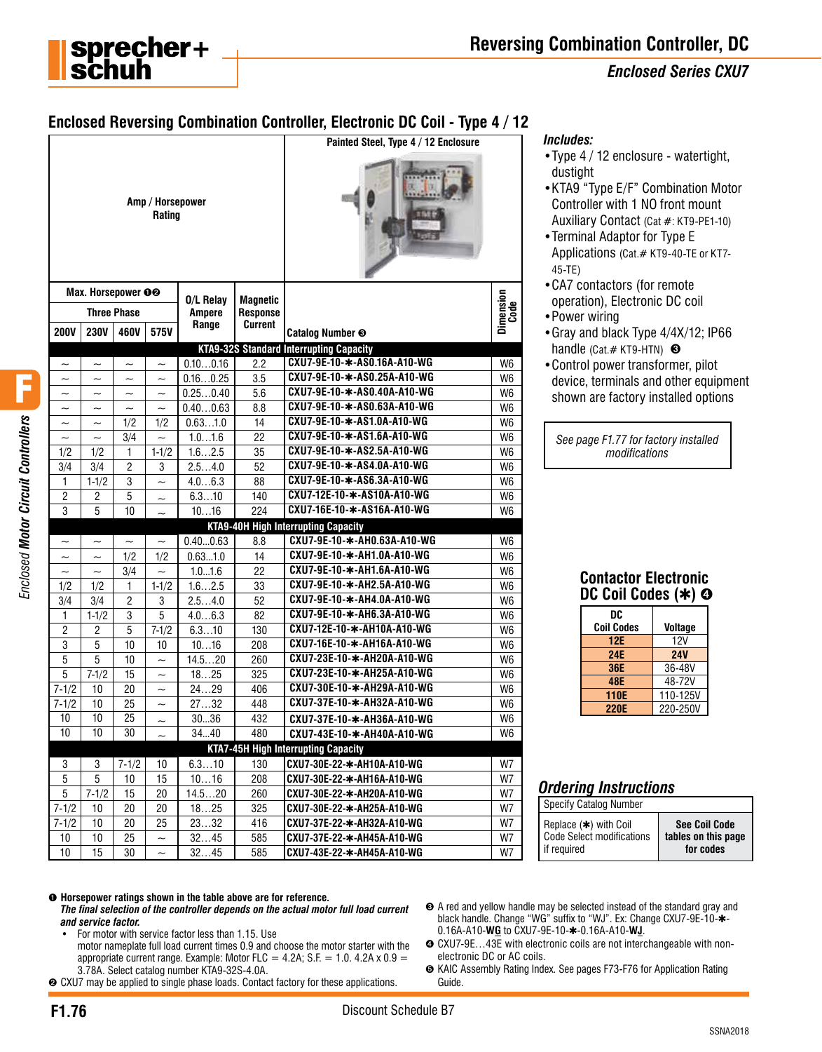# Reversing Combination Controller, DC

## Enclosed Series CXU7

## Enclosed Reversing Combination Controller, Electronic DC Coil - Type 4 / 12

| Max. Horsepower ❶❷ Three Phase 200V | 230V | 460V | 575V | O/L Relay Ampere Range | Magnetic Response Current | Catalog Number ❸ (Painted Steel, Type 4 / 12 Enclosure) | Dimension Code |
|---|---|---|---|---|---|---|---|
| **KTA9-32S Standard Interrupting Capacity** | | | | | | | |
| ~ | ~ | ~ | ~ | 0.10…0.16 | 2.2 | CXU7-9E-10-✱-AS0.16A-A10-WG | W6 |
| ~ | ~ | ~ | ~ | 0.16…0.25 | 3.5 | CXU7-9E-10-✱-AS0.25A-A10-WG | W6 |
| ~ | ~ | ~ | ~ | 0.25…0.40 | 5.6 | CXU7-9E-10-✱-AS0.40A-A10-WG | W6 |
| ~ | ~ | ~ | ~ | 0.40…0.63 | 8.8 | CXU7-9E-10-✱-AS0.63A-A10-WG | W6 |
| ~ | ~ | 1/2 | 1/2 | 0.63…1.0 | 14 | CXU7-9E-10-✱-AS1.0A-A10-WG | W6 |
| ~ | ~ | 3/4 | ~ | 1.0…1.6 | 22 | CXU7-9E-10-✱-AS1.6A-A10-WG | W6 |
| 1/2 | 1/2 | 1 | 1-1/2 | 1.6…2.5 | 35 | CXU7-9E-10-✱-AS2.5A-A10-WG | W6 |
| 3/4 | 3/4 | 2 | 3 | 2.5…4.0 | 52 | CXU7-9E-10-✱-AS4.0A-A10-WG | W6 |
| 1 | 1-1/2 | 3 | ~ | 4.0…6.3 | 88 | CXU7-9E-10-✱-AS6.3A-A10-WG | W6 |
| 2 | 2 | 5 | ~ | 6.3…10 | 140 | CXU7-12E-10-✱-AS10A-A10-WG | W6 |
| 3 | 5 | 10 | ~ | 10…16 | 224 | CXU7-16E-10-✱-AS16A-A10-WG | W6 |
| **KTA9-40H High Interrupting Capacity** | | | | | | | |
| ~ | ~ | ~ | ~ | 0.40…0.63 | 8.8 | CXU7-9E-10-✱-AH0.63A-A10-WG | W6 |
| ~ | ~ | 1/2 | 1/2 | 0.63…1.0 | 14 | CXU7-9E-10-✱-AH1.0A-A10-WG | W6 |
| ~ | ~ | 3/4 | ~ | 1.0…1.6 | 22 | CXU7-9E-10-✱-AH1.6A-A10-WG | W6 |
| 1/2 | 1/2 | 1 | 1-1/2 | 1.6…2.5 | 33 | CXU7-9E-10-✱-AH2.5A-A10-WG | W6 |
| 3/4 | 3/4 | 2 | 3 | 2.5…4.0 | 52 | CXU7-9E-10-✱-AH4.0A-A10-WG | W6 |
| 1 | 1-1/2 | 3 | 5 | 4.0…6.3 | 82 | CXU7-9E-10-✱-AH6.3A-A10-WG | W6 |
| 2 | 2 | 5 | 7-1/2 | 6.3…10 | 130 | CXU7-12E-10-✱-AH10A-A10-WG | W6 |
| 3 | 5 | 10 | 10 | 10…16 | 208 | CXU7-16E-10-✱-AH16A-A10-WG | W6 |
| 5 | 5 | 10 | ~ | 14.5…20 | 260 | CXU7-23E-10-✱-AH20A-A10-WG | W6 |
| 5 | 7-1/2 | 15 | ~ | 18…25 | 325 | CXU7-23E-10-✱-AH25A-A10-WG | W6 |
| 7-1/2 | 10 | 20 | ~ | 24…29 | 406 | CXU7-30E-10-✱-AH29A-A10-WG | W6 |
| 7-1/2 | 10 | 25 | ~ | 27…32 | 448 | CXU7-37E-10-✱-AH32A-A10-WG | W6 |
| 10 | 10 | 25 | ~ | 30…36 | 432 | CXU7-37E-10-✱-AH36A-A10-WG | W6 |
| 10 | 10 | 30 | ~ | 34…40 | 480 | CXU7-43E-10-✱-AH40A-A10-WG | W6 |
| **KTA7-45H High Interrupting Capacity** | | | | | | | |
| 3 | 3 | 7-1/2 | 10 | 6.3…10 | 130 | CXU7-30E-22-✱-AH10A-A10-WG | W7 |
| 5 | 5 | 10 | 15 | 10…16 | 208 | CXU7-30E-22-✱-AH16A-A10-WG | W7 |
| 5 | 7-1/2 | 15 | 20 | 14.5…20 | 260 | CXU7-30E-22-✱-AH20A-A10-WG | W7 |
| 7-1/2 | 10 | 20 | 20 | 18…25 | 325 | CXU7-30E-22-✱-AH25A-A10-WG | W7 |
| 7-1/2 | 10 | 20 | 25 | 23…32 | 416 | CXU7-37E-22-✱-AH32A-A10-WG | W7 |
| 10 | 10 | 25 | ~ | 32…45 | 585 | CXU7-37E-22-✱-AH45A-A10-WG | W7 |
| 10 | 15 | 30 | ~ | 32…45 | 585 | CXU7-43E-22-✱-AH45A-A10-WG | W7 |

### Includes:

- Type 4 / 12 enclosure - watertight, dustight
- KTA9 "Type E/F" Combination Motor Controller with 1 NO front mount Auxiliary Contact (Cat #: KT9-PE1-10)
- Terminal Adaptor for Type E Applications (Cat.# KT9-40-TE or KT7-45-TE)
- CA7 contactors (for remote operation), Electronic DC coil
- Power wiring
- Gray and black Type 4/4X/12; IP66 handle (Cat.# KT9-HTN) ❸
- Control power transformer, pilot device, terminals and other equipment shown are factory installed options

*See page F1.77 for factory installed modifications*

### Contactor Electronic DC Coil Codes (✱) ❹

| DC Coil Codes | Voltage |
|---|---|
| 12E | 12V |
| 24E | 24V |
| 36E | 36-48V |
| 48E | 48-72V |
| 110E | 110-125V |
| 220E | 220-250V |

### Ordering Instructions

| Specify Catalog Number | |
|---|---|
| Replace (✱) with Coil Code Select modifications if required | See Coil Code tables on this page for codes |

❶ **Horsepower ratings shown in the table above are for reference.** ***The final selection of the controller depends on the actual motor full load current and service factor.***
- For motor with service factor less than 1.15. Use motor nameplate full load current times 0.9 and choose the motor starter with the appropriate current range. Example: Motor FLC = 4.2A; S.F. = 1.0. 4.2A x 0.9 = 3.78A. Select catalog number KTA9-32S-4.0A.

❷ CXU7 may be applied to single phase loads. Contact factory for these applications.

❸ A red and yellow handle may be selected instead of the standard gray and black handle. Change "WG" suffix to "WJ". Ex: Change CXU7-9E-10-✱-0.16A-A10-**WG** to CXU7-9E-10-✱-0.16A-A10-**WJ**.

❹ CXU7-9E…43E with electronic coils are not interchangeable with non-electronic DC or AC coils.

❺ KAIC Assembly Rating Index. See pages F73-F76 for Application Rating Guide.

Discount Schedule B7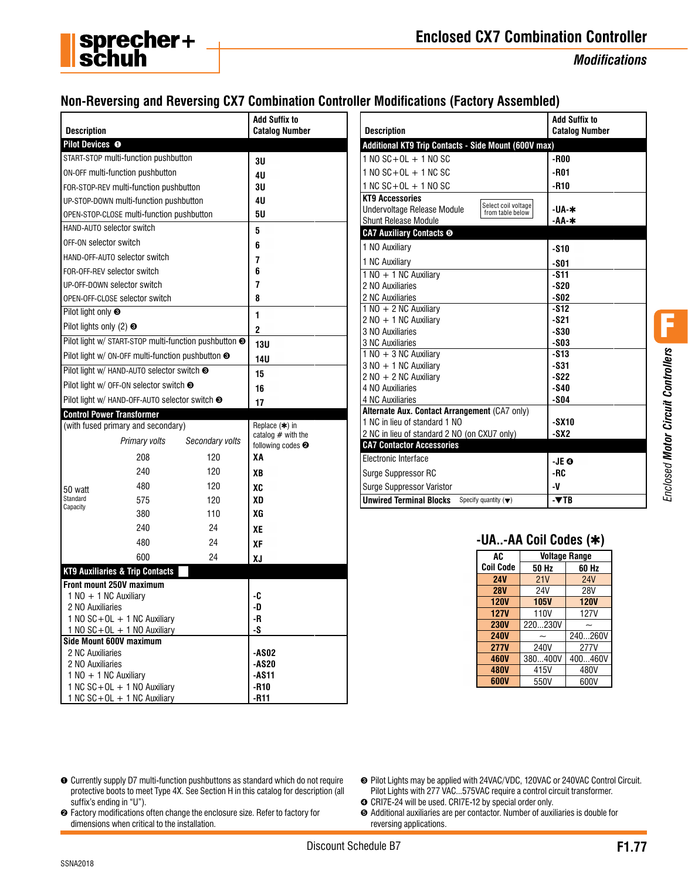# Enclosed CX7 Combination Controller

## Modifications

## Non-Reversing and Reversing CX7 Combination Controller Modifications (Factory Assembled)

| Description | | | Add Suffix to Catalog Number |
|---|---|---|---|
| **Pilot Devices** ❶ | | | |
| START-STOP multi-function pushbutton | | | 3U |
| ON-OFF multi-function pushbutton | | | 4U |
| FOR-STOP-REV multi-function pushbutton | | | 3U |
| UP-STOP-DOWN multi-function pushbutton | | | 4U |
| OPEN-STOP-CLOSE multi-function pushbutton | | | 5U |
| HAND-AUTO selector switch | | | 5 |
| OFF-ON selector switch | | | 6 |
| HAND-OFF-AUTO selector switch | | | 7 |
| FOR-OFF-REV selector switch | | | 6 |
| UP-OFF-DOWN selector switch | | | 7 |
| OPEN-OFF-CLOSE selector switch | | | 8 |
| Pilot light only ❸ | | | 1 |
| Pilot lights only (2) ❸ | | | 2 |
| Pilot light w/ START-STOP multi-function pushbutton ❸ | | | 13U |
| Pilot light w/ ON-OFF multi-function pushbutton ❸ | | | 14U |
| Pilot light w/ HAND-AUTO selector switch ❸ | | | 15 |
| Pilot light w/ OFF-ON selector switch ❸ | | | 16 |
| Pilot light w/ HAND-OFF-AUTO selector switch ❸ | | | 17 |
| **Control Power Transformer** | | | |
| (with fused primary and secondary) | | | Replace (✱) in catalog # with the following codes ❷ |
| | *Primary volts* | *Secondary volts* | |
| 50 watt Standard Capacity | 208 | 120 | XA |
| | 240 | 120 | XB |
| | 480 | 120 | XC |
| | 575 | 120 | XD |
| | 380 | 110 | XG |
| | 240 | 24 | XE |
| | 480 | 24 | XF |
| | 600 | 24 | XJ |
| **KT9 Auxiliaries & Trip Contacts** | | | |
| **Front mount 250V maximum** | | | |
| 1 NO + 1 NC Auxiliary | | | -C |
| 2 NO Auxiliaries | | | -D |
| 1 NO SC+OL + 1 NC Auxiliary | | | -R |
| 1 NO SC+OL + 1 NO Auxiliary | | | -S |
| **Side Mount 600V maximum** | | | |
| 2 NC Auxiliaries | | | -AS02 |
| 2 NO Auxiliaries | | | -AS20 |
| 1 NO + 1 NC Auxiliary | | | -AS11 |
| 1 NC SC+OL + 1 NO Auxiliary | | | -R10 |
| 1 NC SC+OL + 1 NC Auxiliary | | | -R11 |

| Description | Add Suffix to Catalog Number |
|---|---|
| **Additional KT9 Trip Contacts - Side Mount (600V max)** | |
| 1 NO SC+OL + 1 NO SC | -R00 |
| 1 NO SC+OL + 1 NC SC | -R01 |
| 1 NC SC+OL + 1 NO SC | -R10 |
| **KT9 Accessories** | |
| Undervoltage Release Module (Select coil voltage from table below) | -UA-✱ |
| Shunt Release Module | -AA-✱ |
| **CA7 Auxiliary Contacts** ❺ | |
| 1 NO Auxiliary | -S10 |
| 1 NC Auxiliary | -S01 |
| 1 NO + 1 NC Auxiliary | -S11 |
| 2 NO Auxiliaries | -S20 |
| 2 NC Auxiliaries | -S02 |
| 1 NO + 2 NC Auxiliary | -S12 |
| 2 NO + 1 NC Auxiliary | -S21 |
| 3 NO Auxiliaries | -S30 |
| 3 NC Auxiliaries | -S03 |
| 1 NO + 3 NC Auxiliary | -S13 |
| 3 NO + 1 NC Auxiliary | -S31 |
| 2 NO + 2 NC Auxiliary | -S22 |
| 4 NO Auxiliaries | -S40 |
| 4 NC Auxiliaries | -S04 |
| **Alternate Aux. Contact Arrangement** (CA7 only) | |
| 1 NC in lieu of standard 1 NO | -SX10 |
| 2 NC in lieu of standard 2 NO (on CXU7 only) | -SX2 |
| **CA7 Contactor Accessories** | |
| Electronic Interface | -JE ❹ |
| Surge Suppressor RC | -RC |
| Surge Suppressor Varistor | -V |
| **Unwired Terminal Blocks** Specify quantity (▼) | -▼TB |

### -UA..-AA Coil Codes (✱)

| AC Coil Code | Voltage Range 50 Hz | Voltage Range 60 Hz |
|---|---|---|
| **24V** | 21V | 24V |
| **28V** | 24V | 28V |
| **120V** | **105V** | **120V** |
| **127V** | 110V | 127V |
| **230V** | 220...230V | ~ |
| **240V** | ~ | 240...260V |
| **277V** | 240V | 277V |
| **460V** | 380...400V | 400...460V |
| **480V** | 415V | 480V |
| **600V** | 550V | 600V |

❶ Currently supply D7 multi-function pushbuttons as standard which do not require protective boots to meet Type 4X. See Section H in this catalog for description (all suffix's ending in "U").

❷ Factory modifications often change the enclosure size. Refer to factory for dimensions when critical to the installation.

❸ Pilot Lights may be applied with 24VAC/VDC, 120VAC or 240VAC Control Circuit. Pilot Lights with 277 VAC...575VAC require a control circuit transformer.

❹ CRI7E-24 will be used. CRI7E-12 by special order only.

❺ Additional auxiliaries are per contactor. Number of auxiliaries is double for reversing applications.

Discount Schedule B7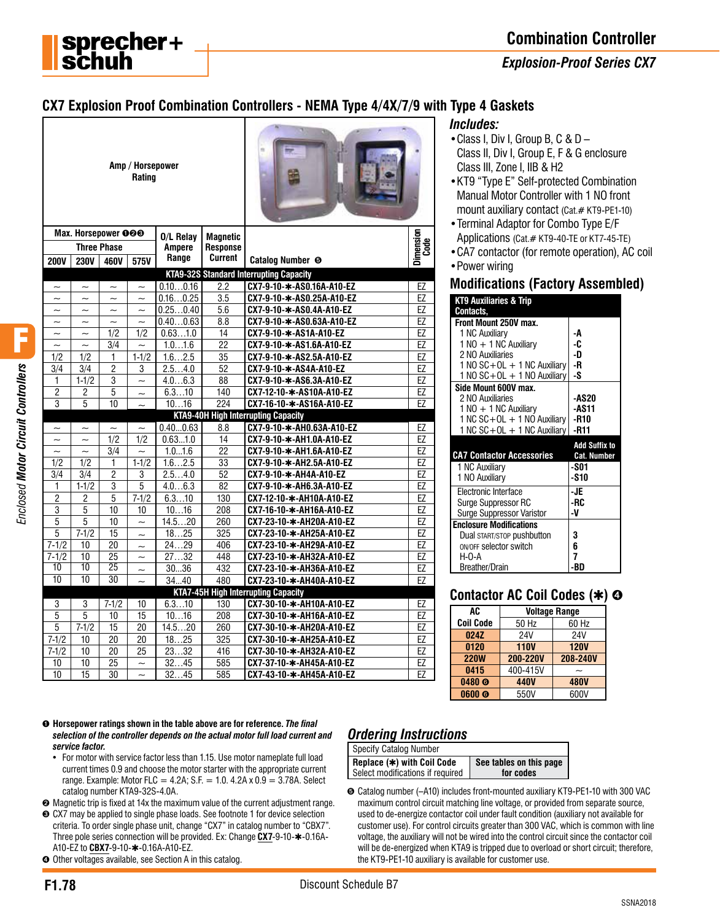# Combination Controller

## Explosion-Proof Series CX7

## CX7 Explosion Proof Combination Controllers - NEMA Type 4/4X/7/9 with Type 4 Gaskets

| Max. Horsepower ❶❷❸ Three Phase 200V | 230V | 460V | 575V | O/L Relay Ampere Range | Magnetic Response Current | Catalog Number ❺ | Dimension Code |
|---|---|---|---|---|---|---|---|
| **KTA9-32S Standard Interrupting Capacity** | | | | | | | |
| ~ | ~ | ~ | ~ | 0.10…0.16 | 2.2 | CX7-9-10-✱-AS0.16A-A10-EZ | EZ |
| ~ | ~ | ~ | ~ | 0.16…0.25 | 3.5 | CX7-9-10-✱-AS0.25A-A10-EZ | EZ |
| ~ | ~ | ~ | ~ | 0.25…0.40 | 5.6 | CX7-9-10-✱-AS0.4A-A10-EZ | EZ |
| ~ | ~ | ~ | ~ | 0.40…0.63 | 8.8 | CX7-9-10-✱-AS0.63A-A10-EZ | EZ |
| ~ | ~ | 1/2 | 1/2 | 0.63…1.0 | 14 | CX7-9-10-✱-AS1A-A10-EZ | EZ |
| ~ | ~ | 3/4 | ~ | 1.0…1.6 | 22 | CX7-9-10-✱-AS1.6A-A10-EZ | EZ |
| 1/2 | 1/2 | 1 | 1-1/2 | 1.6…2.5 | 35 | CX7-9-10-✱-AS2.5A-A10-EZ | EZ |
| 3/4 | 3/4 | 2 | 3 | 2.5…4.0 | 52 | CX7-9-10-✱-AS4A-A10-EZ | EZ |
| 1 | 1-1/2 | 3 | ~ | 4.0…6.3 | 88 | CX7-9-10-✱-AS6.3A-A10-EZ | EZ |
| 2 | 2 | 5 | ~ | 6.3…10 | 140 | CX7-12-10-✱-AS10A-A10-EZ | EZ |
| 3 | 5 | 10 | ~ | 10…16 | 224 | CX7-16-10-✱-AS16A-A10-EZ | EZ |
| **KTA9-40H High Interrupting Capacity** | | | | | | | |
| ~ | ~ | ~ | ~ | 0.40…0.63 | 8.8 | CX7-9-10-✱-AH0.63A-A10-EZ | EZ |
| ~ | ~ | 1/2 | 1/2 | 0.63…1.0 | 14 | CX7-9-10-✱-AH1.0A-A10-EZ | EZ |
| ~ | ~ | 3/4 | ~ | 1.0…1.6 | 22 | CX7-9-10-✱-AH1.6A-A10-EZ | EZ |
| 1/2 | 1/2 | 1 | 1-1/2 | 1.6…2.5 | 33 | CX7-9-10-✱-AH2.5A-A10-EZ | EZ |
| 3/4 | 3/4 | 2 | 3 | 2.5…4.0 | 52 | CX7-9-10-✱-AH4A-A10-EZ | EZ |
| 1 | 1-1/2 | 3 | 5 | 4.0…6.3 | 82 | CX7-9-10-✱-AH6.3A-A10-EZ | EZ |
| 2 | 2 | 5 | 7-1/2 | 6.3…10 | 130 | CX7-12-10-✱-AH10A-A10-EZ | EZ |
| 3 | 5 | 10 | 10 | 10…16 | 208 | CX7-16-10-✱-AH16A-A10-EZ | EZ |
| 5 | 5 | 10 | ~ | 14.5…20 | 260 | CX7-23-10-✱-AH20A-A10-EZ | EZ |
| 5 | 7-1/2 | 15 | ~ | 18…25 | 325 | CX7-23-10-✱-AH25A-A10-EZ | EZ |
| 7-1/2 | 10 | 20 | ~ | 24…29 | 406 | CX7-23-10-✱-AH29A-A10-EZ | EZ |
| 7-1/2 | 10 | 25 | ~ | 27…32 | 448 | CX7-23-10-✱-AH32A-A10-EZ | EZ |
| 10 | 10 | 25 | ~ | 30…36 | 432 | CX7-23-10-✱-AH36A-A10-EZ | EZ |
| 10 | 10 | 30 | ~ | 34…40 | 480 | CX7-23-10-✱-AH40A-A10-EZ | EZ |
| **KTA7-45H High Interrupting Capacity** | | | | | | | |
| 3 | 3 | 7-1/2 | 10 | 6.3…10 | 130 | CX7-30-10-✱-AH10A-A10-EZ | EZ |
| 5 | 5 | 10 | 15 | 10…16 | 208 | CX7-30-10-✱-AH16A-A10-EZ | EZ |
| 5 | 7-1/2 | 15 | 20 | 14.5…20 | 260 | CX7-30-10-✱-AH20A-A10-EZ | EZ |
| 7-1/2 | 10 | 20 | 20 | 18…25 | 325 | CX7-30-10-✱-AH25A-A10-EZ | EZ |
| 7-1/2 | 10 | 20 | 25 | 23…32 | 416 | CX7-30-10-✱-AH32A-A10-EZ | EZ |
| 10 | 10 | 25 | ~ | 32…45 | 585 | CX7-37-10-✱-AH45A-A10-EZ | EZ |
| 10 | 15 | 30 | ~ | 32…45 | 585 | CX7-43-10-✱-AH45A-A10-EZ | EZ |

### Includes:

- Class I, Div I, Group B, C & D – Class II, Div I, Group E, F & G enclosure Class III, Zone I, IIB & H2
- KT9 "Type E" Self-protected Combination Manual Motor Controller with 1 NO front mount auxiliary contact (Cat.# KT9-PE1-10)
- Terminal Adaptor for Combo Type E/F Applications (Cat.# KT9-40-TE or KT7-45-TE)
- CA7 contactor (for remote operation), AC coil
- Power wiring

### Modifications (Factory Assembled)

| KT9 Auxiliaries & Trip Contacts, | |
|---|---|
| **Front Mount 250V max.** | |
| 1 NC Auxiliary | -A |
| 1 NO + 1 NC Auxiliary | -C |
| 2 NO Auxiliaries | -D |
| 1 NO SC+OL + 1 NC Auxiliary | -R |
| 1 NO SC+OL + 1 NO Auxiliary | -S |
| **Side Mount 600V max.** | |
| 2 NO Auxiliaries | -AS20 |
| 1 NO + 1 NC Auxiliary | -AS11 |
| 1 NC SC+OL + 1 NO Auxiliary | -R10 |
| 1 NC SC+OL + 1 NC Auxiliary | -R11 |
| **CA7 Contactor Accessories** | **Add Suffix to Cat. Number** |
| 1 NC Auxiliary | -S01 |
| 1 NO Auxiliary | -S10 |
| Electronic Interface | -JE |
| Surge Suppressor RC | -RC |
| Surge Suppressor Varistor | -V |
| **Enclosure Modifications** | |
| Dual START/STOP pushbutton | 3 |
| ON/OFF selector switch | 6 |
| H-0-A | 7 |
| Breather/Drain | -BD |

### Contactor AC Coil Codes (✱) ❹

| AC Coil Code | Voltage Range 50 Hz | 60 Hz |
|---|---|---|
| 024Z | 24V | 24V |
| 0120 | 110V | 120V |
| 220W | 200-220V | 208-240V |
| 0415 | 400-415V | ~ |
| 0480 ❻ | 440V | 480V |
| 0600 ❻ | 550V | 600V |

❶ **Horsepower ratings shown in the table above are for reference. *The final selection of the controller depends on the actual motor full load current and service factor.***
- For motor with service factor less than 1.15. Use motor nameplate full load current times 0.9 and choose the motor starter with the appropriate current range. Example: Motor FLC = 4.2A; S.F. = 1.0. 4.2A x 0.9 = 3.78A. Select catalog number KTA9-32S-4.0A.

❷ Magnetic trip is fixed at 14x the maximum value of the current adjustment range.

❸ CX7 may be applied to single phase loads. See footnote 1 for device selection criteria. To order single phase unit, change "CX7" in catalog number to "CBX7". Three pole series connection will be provided. Ex: Change **CX7**-9-10-✱-0.16A-A10-EZ to **CBX7**-9-10-✱-0.16A-A10-EZ.

❹ Other voltages available, see Section A in this catalog.

### Ordering Instructions

| Specify Catalog Number | |
|---|---|
| **Replace (✱) with Coil Code** Select modifications if required | **See tables on this page for codes** |

❺ Catalog number (–A10) includes front-mounted auxiliary KT9-PE1-10 with 300 VAC maximum control circuit matching line voltage, or provided from separate source, used to de-energize contactor coil under fault condition (auxiliary not available for customer use). For control circuits greater than 300 VAC, which is common with line voltage, the auxiliary will not be wired into the control circuit since the contactor coil will be de-energized when KTA9 is tripped due to overload or short circuit; therefore, the KT9-PE1-10 auxiliary is available for customer use.

Discount Schedule B7